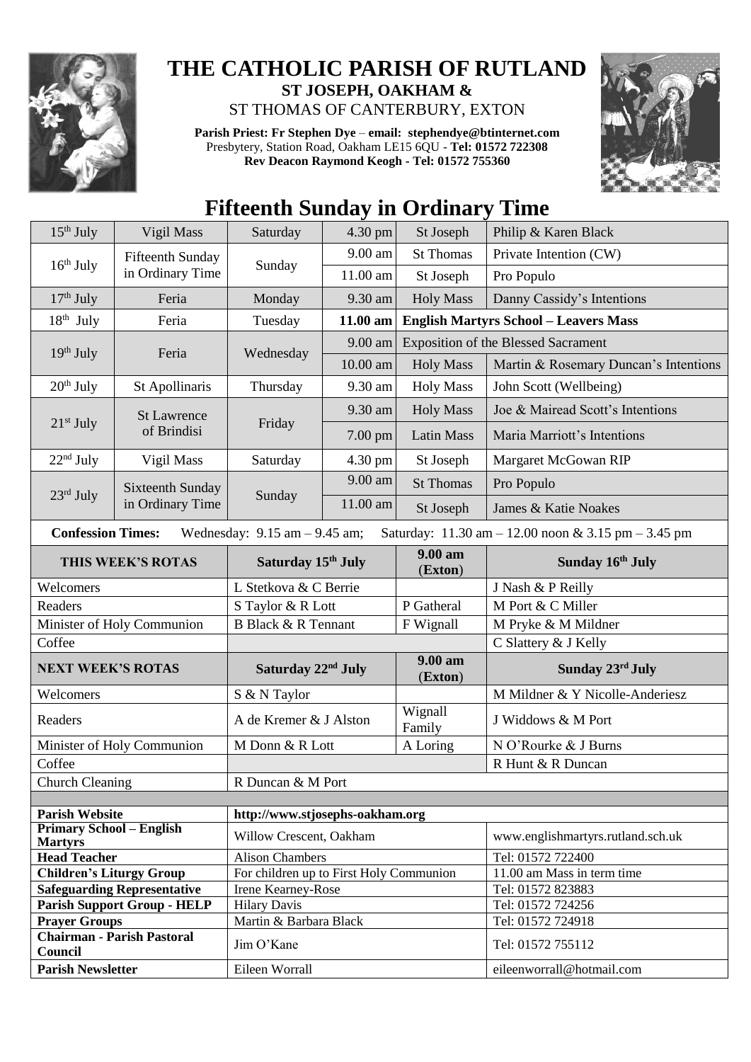# THE CATHOLIC PARISH OF RUTLAND

**ST JOSEPH, OAKHAM &**

ST THOMAS OF CANTERBURY, EXTON

**Parish Priest: Fr Stephen Dye** – **email: stephendye@btinternet.com**
Presbytery, Station Road, Oakham LE15 6QU - **Tel: 01572 722308**
**Rev Deacon Raymond Keogh - Tel: 01572 755360**

## Fifteenth Sunday in Ordinary Time

| | | | | | |
|---|---|---|---|---|---|
| 15th July | Vigil Mass | Saturday | 4.30 pm | St Joseph | Philip & Karen Black |
| 16th July | Fifteenth Sunday in Ordinary Time | Sunday | 9.00 am | St Thomas | Private Intention (CW) |
| | | | 11.00 am | St Joseph | Pro Populo |
| 17th July | Feria | Monday | 9.30 am | Holy Mass | Danny Cassidy's Intentions |
| 18th July | Feria | Tuesday | **11.00 am** | **English Martyrs School – Leavers Mass** | |
| 19th July | Feria | Wednesday | 9.00 am | Exposition of the Blessed Sacrament | |
| | | | 10.00 am | Holy Mass | Martin & Rosemary Duncan's Intentions |
| 20th July | St Apollinaris | Thursday | 9.30 am | Holy Mass | John Scott (Wellbeing) |
| 21st July | St Lawrence of Brindisi | Friday | 9.30 am | Holy Mass | Joe & Mairead Scott's Intentions |
| | | | 7.00 pm | Latin Mass | Maria Marriott's Intentions |
| 22nd July | Vigil Mass | Saturday | 4.30 pm | St Joseph | Margaret McGowan RIP |
| 23rd July | Sixteenth Sunday in Ordinary Time | Sunday | 9.00 am | St Thomas | Pro Populo |
| | | | 11.00 am | St Joseph | James & Katie Noakes |

**Confession Times:** Wednesday: 9.15 am – 9.45 am; Saturday: 11.30 am – 12.00 noon & 3.15 pm – 3.45 pm

| **THIS WEEK'S ROTAS** | **Saturday 15th July** | **9.00 am (Exton)** | **Sunday 16th July** |
|---|---|---|---|
| Welcomers | L Stetkova & C Berrie | | J Nash & P Reilly |
| Readers | S Taylor & R Lott | P Gatheral | M Port & C Miller |
| Minister of Holy Communion | B Black & R Tennant | F Wignall | M Pryke & M Mildner |
| Coffee | | | C Slattery & J Kelly |
| **NEXT WEEK'S ROTAS** | **Saturday 22nd July** | **9.00 am (Exton)** | **Sunday 23rd July** |
| Welcomers | S & N Taylor | | M Mildner & Y Nicolle-Anderiesz |
| Readers | A de Kremer & J Alston | Wignall Family | J Widdows & M Port |
| Minister of Holy Communion | M Donn & R Lott | A Loring | N O'Rourke & J Burns |
| Coffee | | | R Hunt & R Duncan |
| Church Cleaning | R Duncan & M Port | | |

| | | |
|---|---|---|
| **Parish Website** | **http://www.stjosephs-oakham.org** | |
| **Primary School – English Martyrs** | Willow Crescent, Oakham | www.englishmartyrs.rutland.sch.uk |
| **Head Teacher** | Alison Chambers | Tel: 01572 722400 |
| **Children's Liturgy Group** | For children up to First Holy Communion | 11.00 am Mass in term time |
| **Safeguarding Representative** | Irene Kearney-Rose | Tel: 01572 823883 |
| **Parish Support Group - HELP** | Hilary Davis | Tel: 01572 724256 |
| **Prayer Groups** | Martin & Barbara Black | Tel: 01572 724918 |
| **Chairman - Parish Pastoral Council** | Jim O'Kane | Tel: 01572 755112 |
| **Parish Newsletter** | Eileen Worrall | eileenworrall@hotmail.com |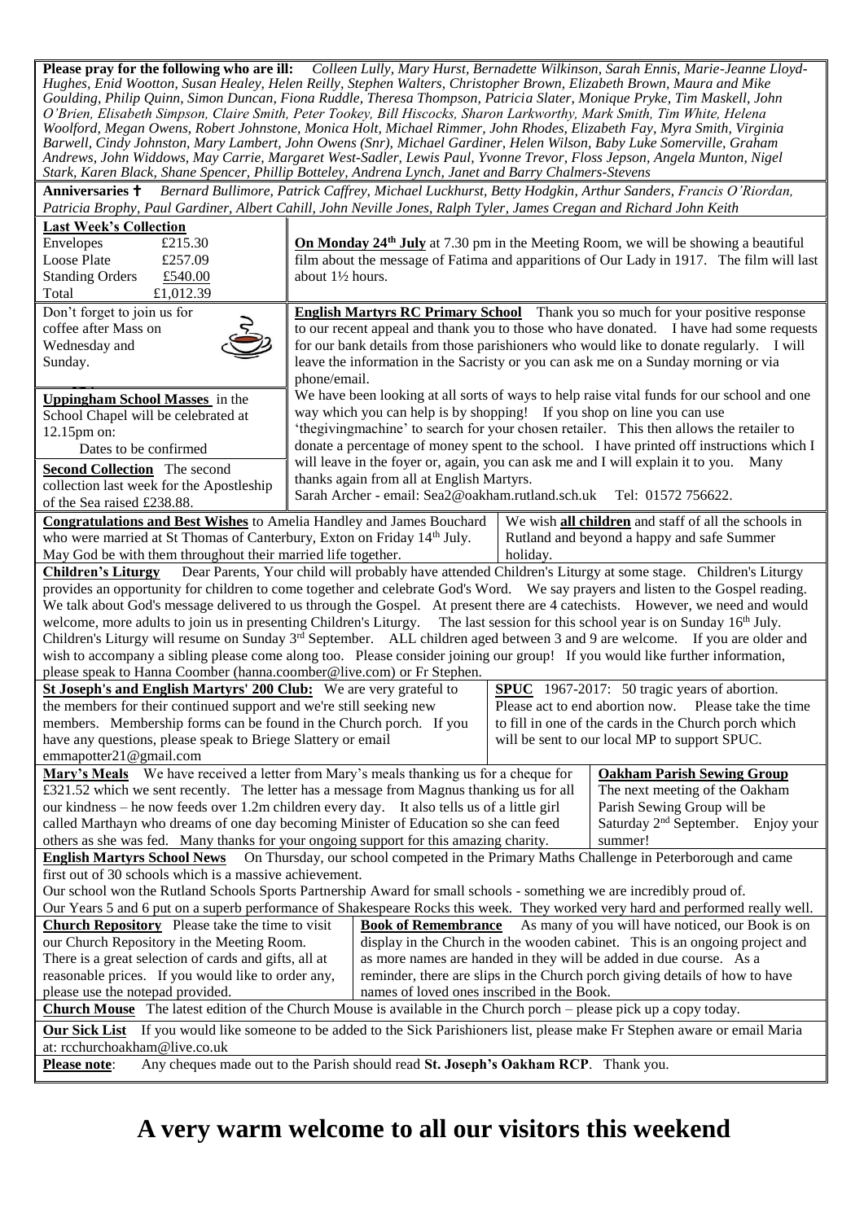**Please pray for the following who are ill:** *Colleen Lully, Mary Hurst, Bernadette Wilkinson, Sarah Ennis, Marie-Jeanne Lloyd-Hughes, Enid Wootton, Susan Healey, Helen Reilly, Stephen Walters, Christopher Brown, Elizabeth Brown, Maura and Mike Goulding, Philip Quinn, Simon Duncan, Fiona Ruddle, Theresa Thompson, Patricia Slater, Monique Pryke, Tim Maskell, John O'Brien, Elisabeth Simpson, Claire Smith, Peter Tookey, Bill Hiscocks, Sharon Larkworthy, Mark Smith, Tim White, Helena Woolford, Megan Owens, Robert Johnstone, Monica Holt, Michael Rimmer, John Rhodes, Elizabeth Fay, Myra Smith, Virginia Barwell, Cindy Johnston, Mary Lambert, John Owens (Snr), Michael Gardiner, Helen Wilson, Baby Luke Somerville, Graham Andrews, John Widdows, May Carrie, Margaret West-Sadler, Lewis Paul, Yvonne Trevor, Floss Jepson, Angela Munton, Nigel Stark, Karen Black, Shane Spencer, Phillip Botteley, Andrena Lynch, Janet and Barry Chalmers-Stevens*

**Anniversaries ✝** *Bernard Bullimore, Patrick Caffrey, Michael Luckhurst, Betty Hodgkin, Arthur Sanders, Francis O'Riordan, Patricia Brophy, Paul Gardiner, Albert Cahill, John Neville Jones, Ralph Tyler, James Cregan and Richard John Keith*

**Last Week's Collection**

| | |
|---|---|
| Envelopes | £215.30 |
| Loose Plate | £257.09 |
| Standing Orders | £540.00 |
| Total | £1,012.39 |

**On Monday 24th July** at 7.30 pm in the Meeting Room, we will be showing a beautiful film about the message of Fatima and apparitions of Our Lady in 1917. The film will last about 1½ hours.

Don't forget to join us for coffee after Mass on Wednesday and Sunday.

**Uppingham School Masses** in the School Chapel will be celebrated at 12.15pm on:
Dates to be confirmed

**Second Collection** The second collection last week for the Apostleship of the Sea raised £238.88.

**English Martyrs RC Primary School** Thank you so much for your positive response to our recent appeal and thank you to those who have donated. I have had some requests for our bank details from those parishioners who would like to donate regularly. I will leave the information in the Sacristy or you can ask me on a Sunday morning or via phone/email.
We have been looking at all sorts of ways to help raise vital funds for our school and one way which you can help is by shopping! If you shop on line you can use 'thegivingmachine' to search for your chosen retailer. This then allows the retailer to donate a percentage of money spent to the school. I have printed off instructions which I will leave in the foyer or, again, you can ask me and I will explain it to you. Many thanks again from all at English Martyrs.
Sarah Archer - email: Sea2@oakham.rutland.sch.uk Tel: 01572 756622.

**Congratulations and Best Wishes** to Amelia Handley and James Bouchard who were married at St Thomas of Canterbury, Exton on Friday 14th July. May God be with them throughout their married life together.

We wish **all children** and staff of all the schools in Rutland and beyond a happy and safe Summer holiday.

**Children's Liturgy** Dear Parents, Your child will probably have attended Children's Liturgy at some stage. Children's Liturgy provides an opportunity for children to come together and celebrate God's Word. We say prayers and listen to the Gospel reading. We talk about God's message delivered to us through the Gospel. At present there are 4 catechists. However, we need and would welcome, more adults to join us in presenting Children's Liturgy. The last session for this school year is on Sunday 16th July. Children's Liturgy will resume on Sunday 3rd September. ALL children aged between 3 and 9 are welcome. If you are older and wish to accompany a sibling please come along too. Please consider joining our group! If you would like further information, please speak to Hanna Coomber (hanna.coomber@live.com) or Fr Stephen.

**St Joseph's and English Martyrs' 200 Club:** We are very grateful to the members for their continued support and we're still seeking new members. Membership forms can be found in the Church porch. If you have any questions, please speak to Briege Slattery or email emmapotter21@gmail.com

**SPUC** 1967-2017: 50 tragic years of abortion. Please act to end abortion now. Please take the time to fill in one of the cards in the Church porch which will be sent to our local MP to support SPUC.

**Mary's Meals** We have received a letter from Mary's meals thanking us for a cheque for £321.52 which we sent recently. The letter has a message from Magnus thanking us for all our kindness – he now feeds over 1.2m children every day. It also tells us of a little girl called Marthayn who dreams of one day becoming Minister of Education so she can feed others as she was fed. Many thanks for your ongoing support for this amazing charity.

**Oakham Parish Sewing Group** The next meeting of the Oakham Parish Sewing Group will be Saturday 2nd September. Enjoy your summer!

**English Martyrs School News** On Thursday, our school competed in the Primary Maths Challenge in Peterborough and came first out of 30 schools which is a massive achievement.
Our school won the Rutland Schools Sports Partnership Award for small schools - something we are incredibly proud of.
Our Years 5 and 6 put on a superb performance of Shakespeare Rocks this week. They worked very hard and performed really well.

**Church Repository** Please take the time to visit our Church Repository in the Meeting Room. There is a great selection of cards and gifts, all at reasonable prices. If you would like to order any, please use the notepad provided.

**Book of Remembrance** As many of you will have noticed, our Book is on display in the Church in the wooden cabinet. This is an ongoing project and as more names are handed in they will be added in due course. As a reminder, there are slips in the Church porch giving details of how to have names of loved ones inscribed in the Book.

**Church Mouse** The latest edition of the Church Mouse is available in the Church porch – please pick up a copy today.

**Our Sick List** If you would like someone to be added to the Sick Parishioners list, please make Fr Stephen aware or email Maria at: rcchurchoakham@live.co.uk

**Please note**: Any cheques made out to the Parish should read **St. Joseph's Oakham RCP**. Thank you.

# A very warm welcome to all our visitors this weekend